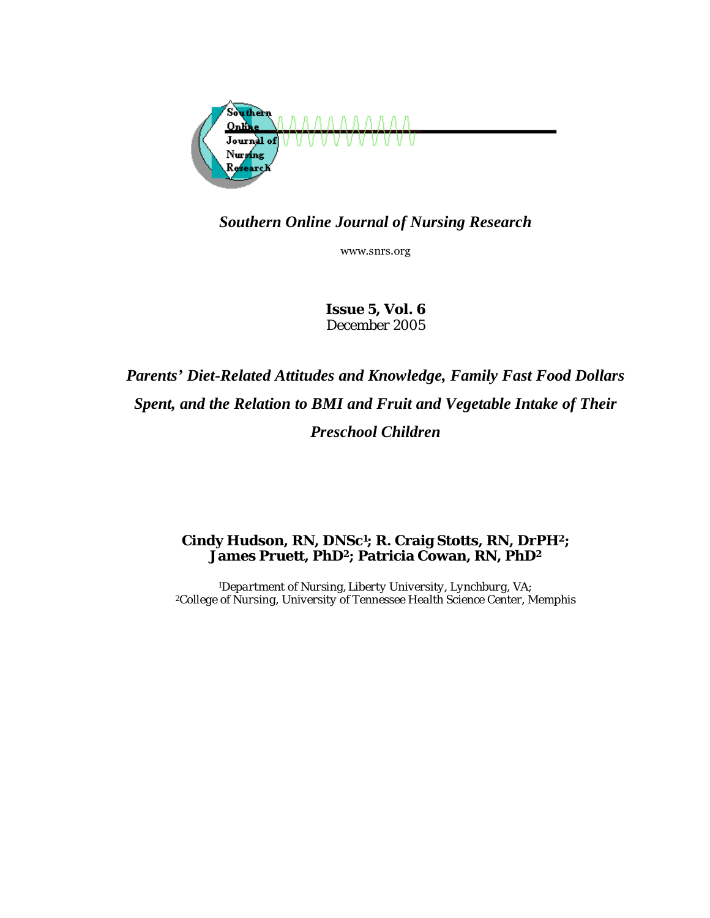*Southern Online Journal of Nursing Research*

www.snrs.org

**Issue 5, Vol. 6**
December 2005

# *Parents' Diet-Related Attitudes and Knowledge, Family Fast Food Dollars Spent, and the Relation to BMI and Fruit and Vegetable Intake of Their Preschool Children*

**Cindy Hudson, RN, DNSc[1]; R. Craig Stotts, RN, DrPH[2]; James Pruett, PhD[2]; Patricia Cowan, RN, PhD[2]**

[1]*Department of Nursing, Liberty University, Lynchburg, VA;*
[2]College of Nursing, University of Tennessee Health Science Center, Memphis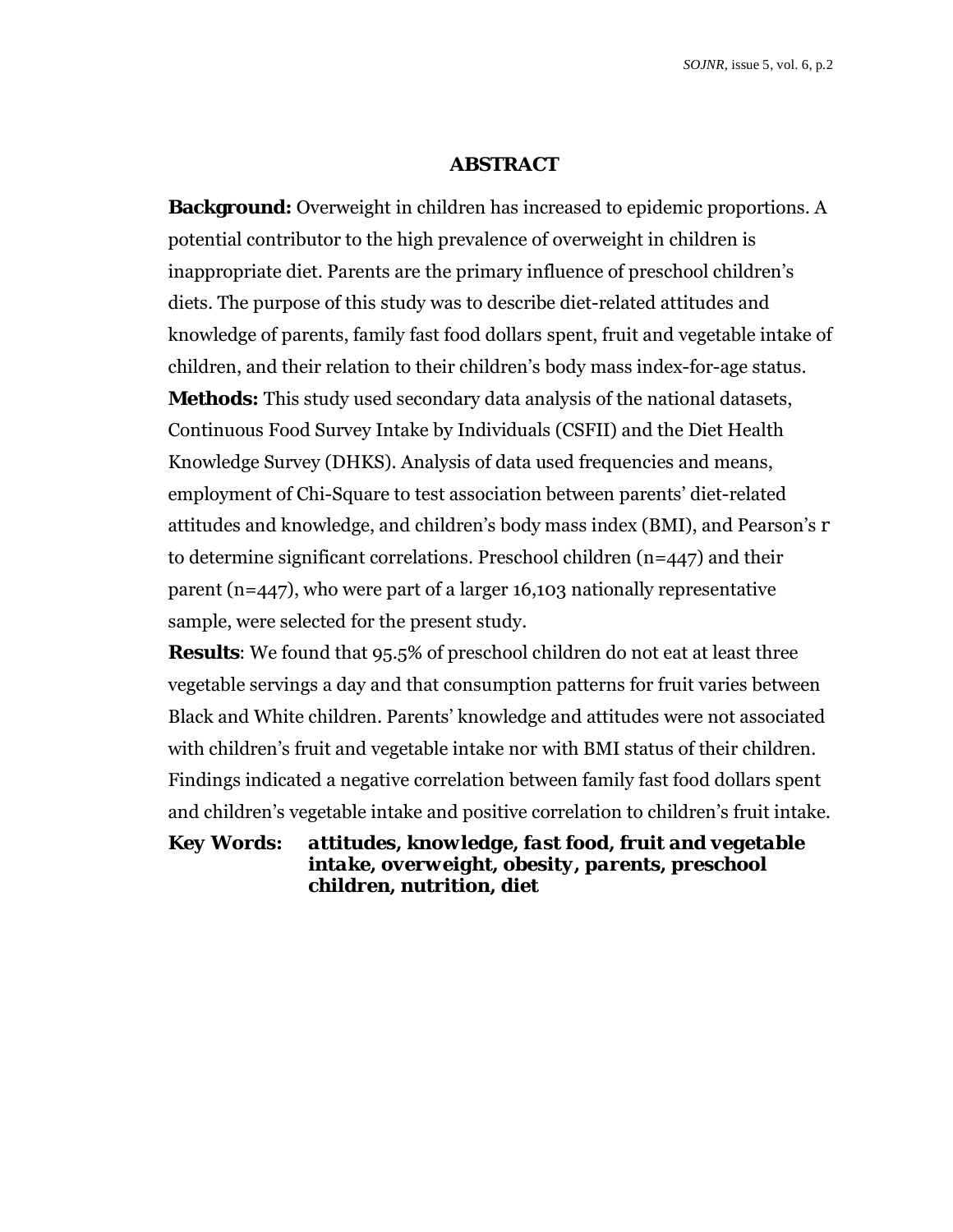## ABSTRACT

**Background:** Overweight in children has increased to epidemic proportions. A potential contributor to the high prevalence of overweight in children is inappropriate diet. Parents are the primary influence of preschool children's diets. The purpose of this study was to describe diet-related attitudes and knowledge of parents, family fast food dollars spent, fruit and vegetable intake of children, and their relation to their children's body mass index-for-age status.

**Methods:** This study used secondary data analysis of the national datasets, Continuous Food Survey Intake by Individuals (CSFII) and the Diet Health Knowledge Survey (DHKS). Analysis of data used frequencies and means, employment of Chi-Square to test association between parents' diet-related attitudes and knowledge, and children's body mass index (BMI), and Pearson's r to determine significant correlations. Preschool children (n=447) and their parent (n=447), who were part of a larger 16,103 nationally representative sample, were selected for the present study.

**Results**: We found that 95.5% of preschool children do not eat at least three vegetable servings a day and that consumption patterns for fruit varies between Black and White children. Parents' knowledge and attitudes were not associated with children's fruit and vegetable intake nor with BMI status of their children. Findings indicated a negative correlation between family fast food dollars spent and children's vegetable intake and positive correlation to children's fruit intake.

**Key Words:** ***attitudes, knowledge, fast food, fruit and vegetable intake, overweight, obesity, parents, preschool children, nutrition, diet***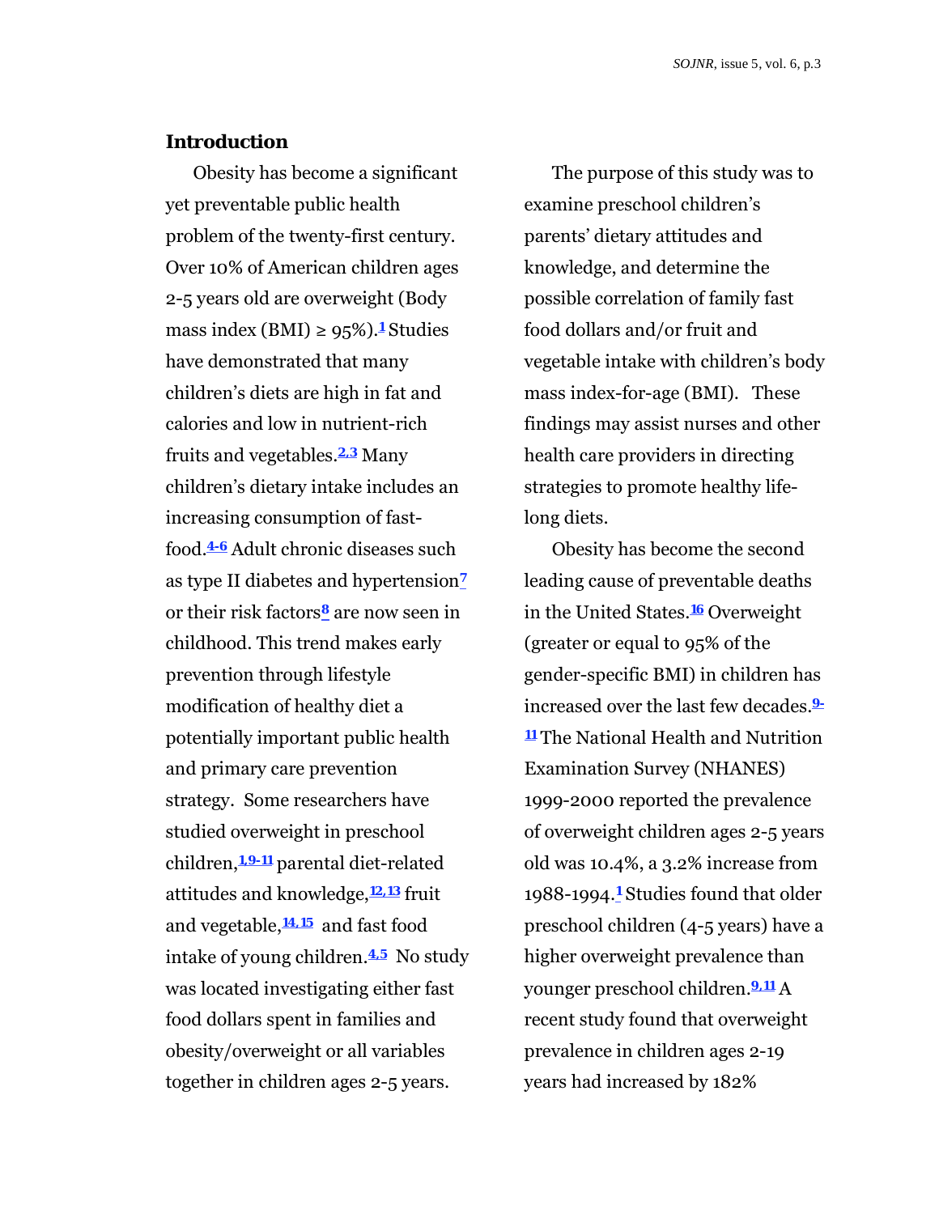## Introduction

Obesity has become a significant yet preventable public health problem of the twenty-first century. Over 10% of American children ages 2-5 years old are overweight (Body mass index (BMI) ≥ 95%).[1] Studies have demonstrated that many children's diets are high in fat and calories and low in nutrient-rich fruits and vegetables.[2,3] Many children's dietary intake includes an increasing consumption of fast-food.[4-6] Adult chronic diseases such as type II diabetes and hypertension[7] or their risk factors[8] are now seen in childhood. This trend makes early prevention through lifestyle modification of healthy diet a potentially important public health and primary care prevention strategy. Some researchers have studied overweight in preschool children,[1,9-11] parental diet-related attitudes and knowledge,[12,13] fruit and vegetable,[14,15] and fast food intake of young children.[4,5] No study was located investigating either fast food dollars spent in families and obesity/overweight or all variables together in children ages 2-5 years.

The purpose of this study was to examine preschool children's parents' dietary attitudes and knowledge, and determine the possible correlation of family fast food dollars and/or fruit and vegetable intake with children's body mass index-for-age (BMI). These findings may assist nurses and other health care providers in directing strategies to promote healthy life-long diets.

Obesity has become the second leading cause of preventable deaths in the United States.[16] Overweight (greater or equal to 95% of the gender-specific BMI) in children has increased over the last few decades.[9-11] The National Health and Nutrition Examination Survey (NHANES) 1999-2000 reported the prevalence of overweight children ages 2-5 years old was 10.4%, a 3.2% increase from 1988-1994.[1] Studies found that older preschool children (4-5 years) have a higher overweight prevalence than younger preschool children.[9,11] A recent study found that overweight prevalence in children ages 2-19 years had increased by 182%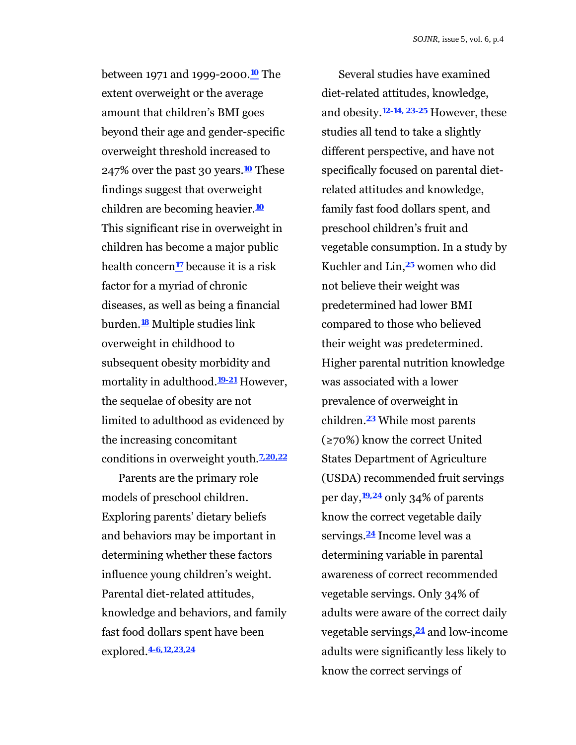between 1971 and 1999-2000.[10] The extent overweight or the average amount that children's BMI goes beyond their age and gender-specific overweight threshold increased to 247% over the past 30 years.[10] These findings suggest that overweight children are becoming heavier.[10] This significant rise in overweight in children has become a major public health concern[17] because it is a risk factor for a myriad of chronic diseases, as well as being a financial burden.[18] Multiple studies link overweight in childhood to subsequent obesity morbidity and mortality in adulthood.[19-21] However, the sequelae of obesity are not limited to adulthood as evidenced by the increasing concomitant conditions in overweight youth.[7,20,22]

Parents are the primary role models of preschool children. Exploring parents' dietary beliefs and behaviors may be important in determining whether these factors influence young children's weight. Parental diet-related attitudes, knowledge and behaviors, and family fast food dollars spent have been explored.[4-6,12,23,24]

Several studies have examined diet-related attitudes, knowledge, and obesity.[12-14, 23-25] However, these studies all tend to take a slightly different perspective, and have not specifically focused on parental diet-related attitudes and knowledge, family fast food dollars spent, and preschool children's fruit and vegetable consumption. In a study by Kuchler and Lin,[25] women who did not believe their weight was predetermined had lower BMI compared to those who believed their weight was predetermined. Higher parental nutrition knowledge was associated with a lower prevalence of overweight in children.[23] While most parents (≥70%) know the correct United States Department of Agriculture (USDA) recommended fruit servings per day,[19,24] only 34% of parents know the correct vegetable daily servings.[24] Income level was a determining variable in parental awareness of correct recommended vegetable servings. Only 34% of adults were aware of the correct daily vegetable servings,[24] and low-income adults were significantly less likely to know the correct servings of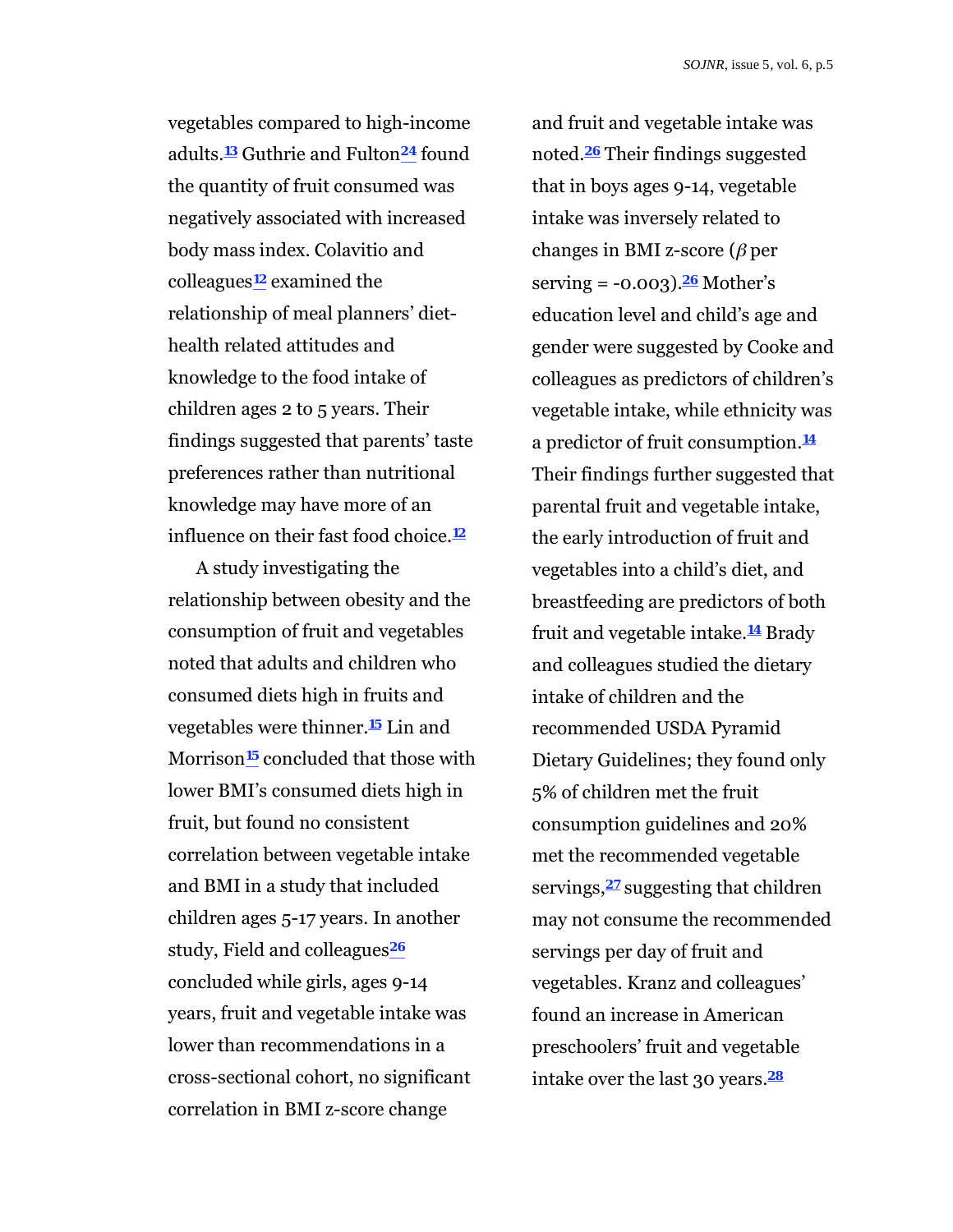vegetables compared to high-income adults.[13] Guthrie and Fulton[24] found the quantity of fruit consumed was negatively associated with increased body mass index. Colavitio and colleagues[12] examined the relationship of meal planners' diet-health related attitudes and knowledge to the food intake of children ages 2 to 5 years. Their findings suggested that parents' taste preferences rather than nutritional knowledge may have more of an influence on their fast food choice.[12]

A study investigating the relationship between obesity and the consumption of fruit and vegetables noted that adults and children who consumed diets high in fruits and vegetables were thinner.[15] Lin and Morrison[15] concluded that those with lower BMI's consumed diets high in fruit, but found no consistent correlation between vegetable intake and BMI in a study that included children ages 5-17 years. In another study, Field and colleagues[26] concluded while girls, ages 9-14 years, fruit and vegetable intake was lower than recommendations in a cross-sectional cohort, no significant correlation in BMI z-score change and fruit and vegetable intake was noted.[26] Their findings suggested that in boys ages 9-14, vegetable intake was inversely related to changes in BMI z-score ($\beta$ per serving = -0.003).[26] Mother's education level and child's age and gender were suggested by Cooke and colleagues as predictors of children's vegetable intake, while ethnicity was a predictor of fruit consumption.[14] Their findings further suggested that parental fruit and vegetable intake, the early introduction of fruit and vegetables into a child's diet, and breastfeeding are predictors of both fruit and vegetable intake.[14] Brady and colleagues studied the dietary intake of children and the recommended USDA Pyramid Dietary Guidelines; they found only 5% of children met the fruit consumption guidelines and 20% met the recommended vegetable servings,[27] suggesting that children may not consume the recommended servings per day of fruit and vegetables. Kranz and colleagues' found an increase in American preschoolers' fruit and vegetable intake over the last 30 years.[28]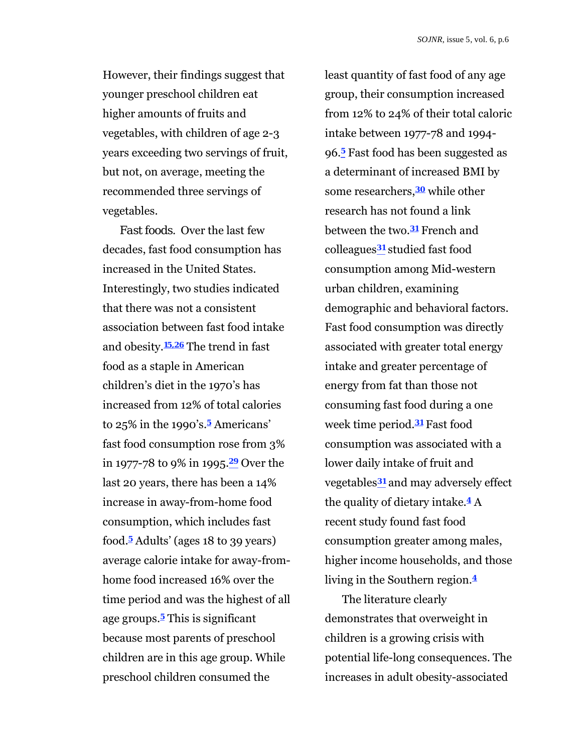However, their findings suggest that younger preschool children eat higher amounts of fruits and vegetables, with children of age 2-3 years exceeding two servings of fruit, but not, on average, meeting the recommended three servings of vegetables.

*Fast foods.* Over the last few decades, fast food consumption has increased in the United States. Interestingly, two studies indicated that there was not a consistent association between fast food intake and obesity.[15,26] The trend in fast food as a staple in American children's diet in the 1970's has increased from 12% of total calories to 25% in the 1990's.[5] Americans' fast food consumption rose from 3% in 1977-78 to 9% in 1995.[29] Over the last 20 years, there has been a 14% increase in away-from-home food consumption, which includes fast food.[5] Adults' (ages 18 to 39 years) average calorie intake for away-from-home food increased 16% over the time period and was the highest of all age groups.[5] This is significant because most parents of preschool children are in this age group. While preschool children consumed the least quantity of fast food of any age group, their consumption increased from 12% to 24% of their total caloric intake between 1977-78 and 1994-96.[5] Fast food has been suggested as a determinant of increased BMI by some researchers,[30] while other research has not found a link between the two.[31] French and colleagues[31] studied fast food consumption among Mid-western urban children, examining demographic and behavioral factors. Fast food consumption was directly associated with greater total energy intake and greater percentage of energy from fat than those not consuming fast food during a one week time period.[31] Fast food consumption was associated with a lower daily intake of fruit and vegetables[31] and may adversely effect the quality of dietary intake.[4] A recent study found fast food consumption greater among males, higher income households, and those living in the Southern region.[4]

The literature clearly demonstrates that overweight in children is a growing crisis with potential life-long consequences. The increases in adult obesity-associated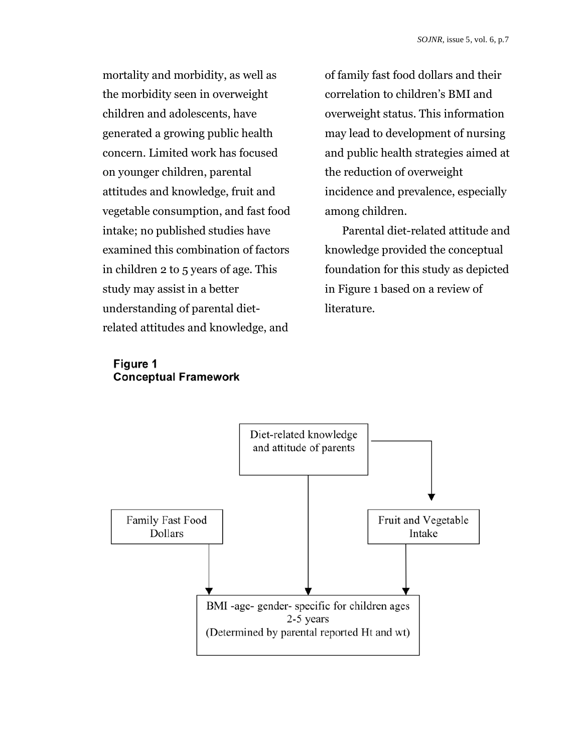mortality and morbidity, as well as the morbidity seen in overweight children and adolescents, have generated a growing public health concern. Limited work has focused on younger children, parental attitudes and knowledge, fruit and vegetable consumption, and fast food intake; no published studies have examined this combination of factors in children 2 to 5 years of age. This study may assist in a better understanding of parental diet-related attitudes and knowledge, and of family fast food dollars and their correlation to children's BMI and overweight status. This information may lead to development of nursing and public health strategies aimed at the reduction of overweight incidence and prevalence, especially among children.

Parental diet-related attitude and knowledge provided the conceptual foundation for this study as depicted in Figure 1 based on a review of literature.

**Figure 1**
**Conceptual Framework**

Diet-related knowledge and attitude of parents

Family Fast Food Dollars

Fruit and Vegetable Intake

BMI -age- gender- specific for children ages 2-5 years
(Determined by parental reported Ht and wt)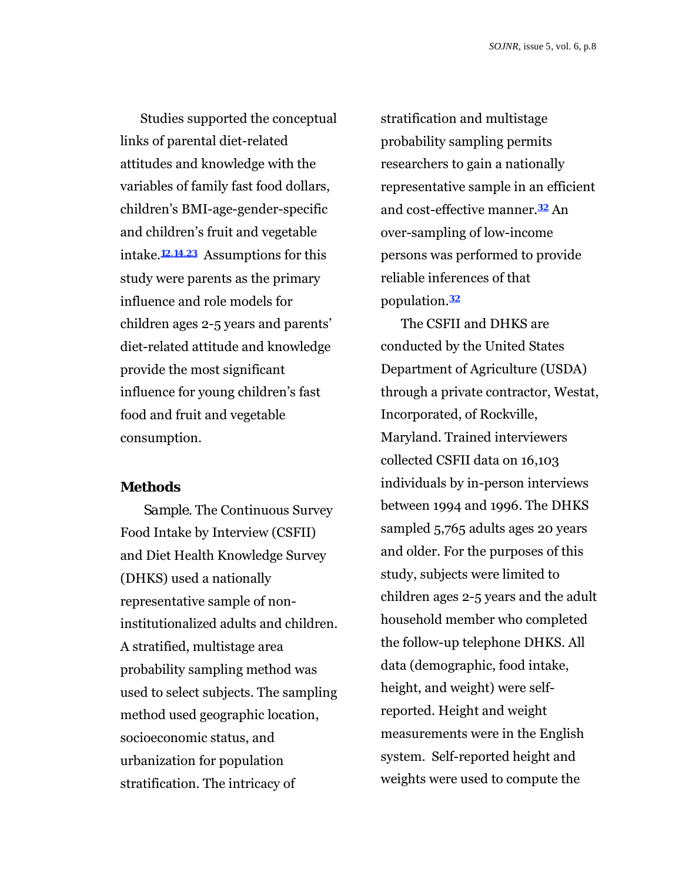Studies supported the conceptual links of parental diet-related attitudes and knowledge with the variables of family fast food dollars, children's BMI-age-gender-specific and children's fruit and vegetable intake.[12,14,23] Assumptions for this study were parents as the primary influence and role models for children ages 2-5 years and parents' diet-related attitude and knowledge provide the most significant influence for young children's fast food and fruit and vegetable consumption.

## Methods

*Sample.* The Continuous Survey Food Intake by Interview (CSFII) and Diet Health Knowledge Survey (DHKS) used a nationally representative sample of non-institutionalized adults and children. A stratified, multistage area probability sampling method was used to select subjects. The sampling method used geographic location, socioeconomic status, and urbanization for population stratification. The intricacy of stratification and multistage probability sampling permits researchers to gain a nationally representative sample in an efficient and cost-effective manner.[32] An over-sampling of low-income persons was performed to provide reliable inferences of that population.[32]

The CSFII and DHKS are conducted by the United States Department of Agriculture (USDA) through a private contractor, Westat, Incorporated, of Rockville, Maryland. Trained interviewers collected CSFII data on 16,103 individuals by in-person interviews between 1994 and 1996. The DHKS sampled 5,765 adults ages 20 years and older. For the purposes of this study, subjects were limited to children ages 2-5 years and the adult household member who completed the follow-up telephone DHKS. All data (demographic, food intake, height, and weight) were self-reported. Height and weight measurements were in the English system. Self-reported height and weights were used to compute the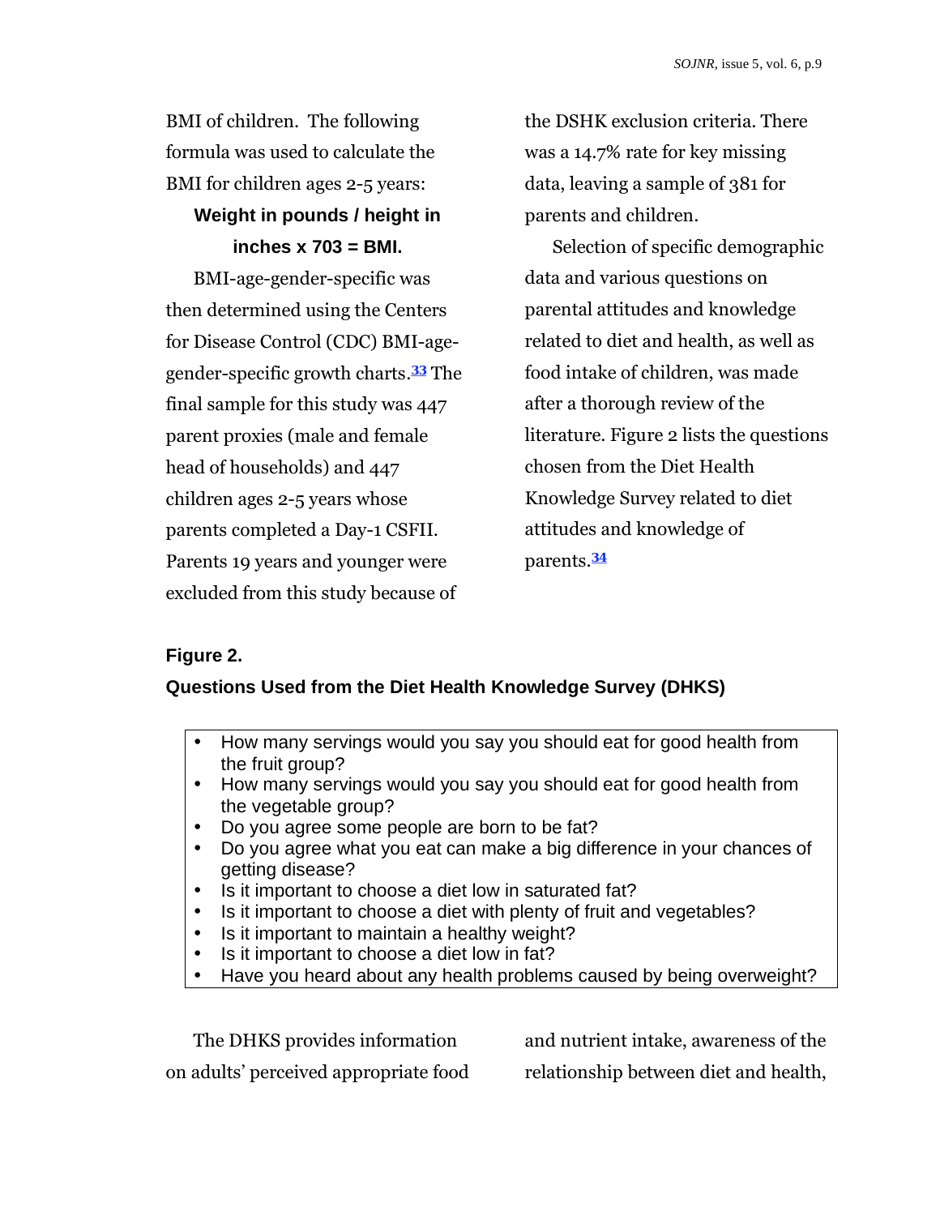BMI of children. The following formula was used to calculate the BMI for children ages 2-5 years:

**Weight in pounds / height in inches x 703 = BMI.**

BMI-age-gender-specific was then determined using the Centers for Disease Control (CDC) BMI-age-gender-specific growth charts.[33] The final sample for this study was 447 parent proxies (male and female head of households) and 447 children ages 2-5 years whose parents completed a Day-1 CSFII. Parents 19 years and younger were excluded from this study because of the DSHK exclusion criteria. There was a 14.7% rate for key missing data, leaving a sample of 381 for parents and children.

Selection of specific demographic data and various questions on parental attitudes and knowledge related to diet and health, as well as food intake of children, was made after a thorough review of the literature. Figure 2 lists the questions chosen from the Diet Health Knowledge Survey related to diet attitudes and knowledge of parents.[34]

**Figure 2.**

**Questions Used from the Diet Health Knowledge Survey (DHKS)**

- How many servings would you say you should eat for good health from the fruit group?
- How many servings would you say you should eat for good health from the vegetable group?
- Do you agree some people are born to be fat?
- Do you agree what you eat can make a big difference in your chances of getting disease?
- Is it important to choose a diet low in saturated fat?
- Is it important to choose a diet with plenty of fruit and vegetables?
- Is it important to maintain a healthy weight?
- Is it important to choose a diet low in fat?
- Have you heard about any health problems caused by being overweight?

The DHKS provides information on adults' perceived appropriate food and nutrient intake, awareness of the relationship between diet and health,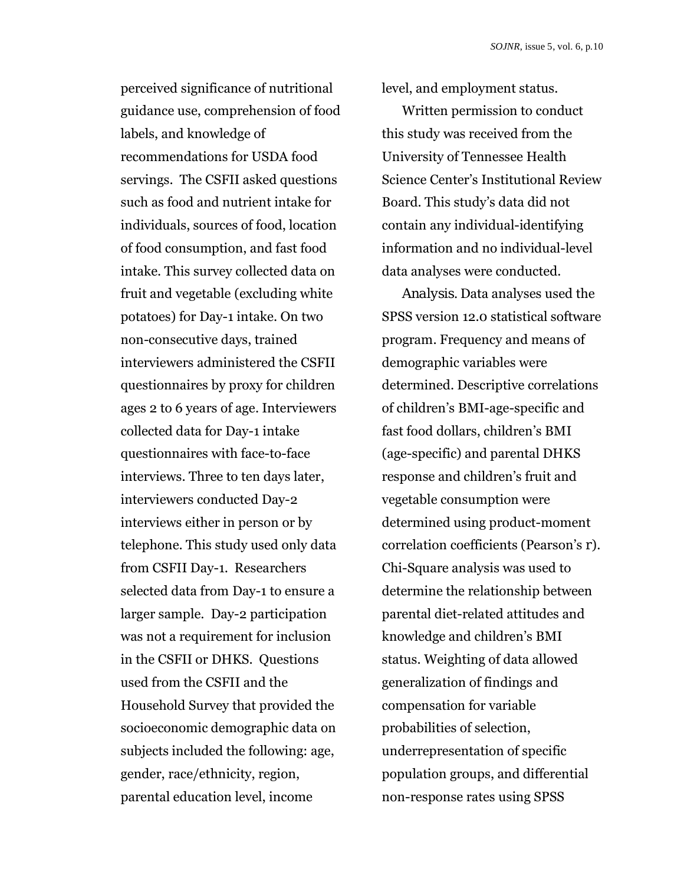perceived significance of nutritional guidance use, comprehension of food labels, and knowledge of recommendations for USDA food servings. The CSFII asked questions such as food and nutrient intake for individuals, sources of food, location of food consumption, and fast food intake. This survey collected data on fruit and vegetable (excluding white potatoes) for Day-1 intake. On two non-consecutive days, trained interviewers administered the CSFII questionnaires by proxy for children ages 2 to 6 years of age. Interviewers collected data for Day-1 intake questionnaires with face-to-face interviews. Three to ten days later, interviewers conducted Day-2 interviews either in person or by telephone. This study used only data from CSFII Day-1. Researchers selected data from Day-1 to ensure a larger sample. Day-2 participation was not a requirement for inclusion in the CSFII or DHKS. Questions used from the CSFII and the Household Survey that provided the socioeconomic demographic data on subjects included the following: age, gender, race/ethnicity, region, parental education level, income level, and employment status.

Written permission to conduct this study was received from the University of Tennessee Health Science Center's Institutional Review Board. This study's data did not contain any individual-identifying information and no individual-level data analyses were conducted.

Analysis. Data analyses used the SPSS version 12.0 statistical software program. Frequency and means of demographic variables were determined. Descriptive correlations of children's BMI-age-specific and fast food dollars, children's BMI (age-specific) and parental DHKS response and children's fruit and vegetable consumption were determined using product-moment correlation coefficients (Pearson's r). Chi-Square analysis was used to determine the relationship between parental diet-related attitudes and knowledge and children's BMI status. Weighting of data allowed generalization of findings and compensation for variable probabilities of selection, underrepresentation of specific population groups, and differential non-response rates using SPSS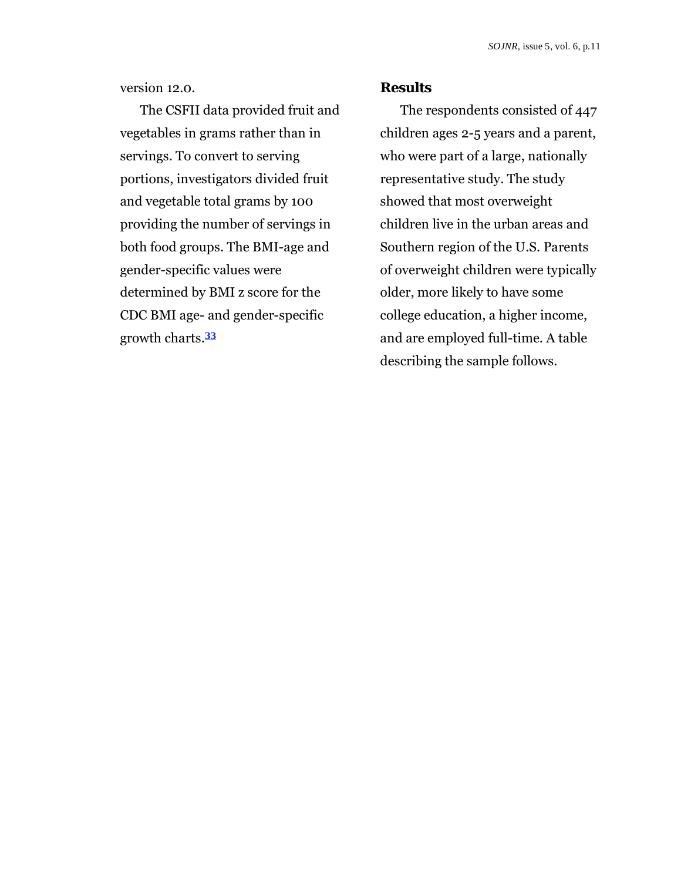version 12.0.

The CSFII data provided fruit and vegetables in grams rather than in servings. To convert to serving portions, investigators divided fruit and vegetable total grams by 100 providing the number of servings in both food groups. The BMI-age and gender-specific values were determined by BMI z score for the CDC BMI age- and gender-specific growth charts.[33]

## Results

The respondents consisted of 447 children ages 2-5 years and a parent, who were part of a large, nationally representative study. The study showed that most overweight children live in the urban areas and Southern region of the U.S. Parents of overweight children were typically older, more likely to have some college education, a higher income, and are employed full-time. A table describing the sample follows.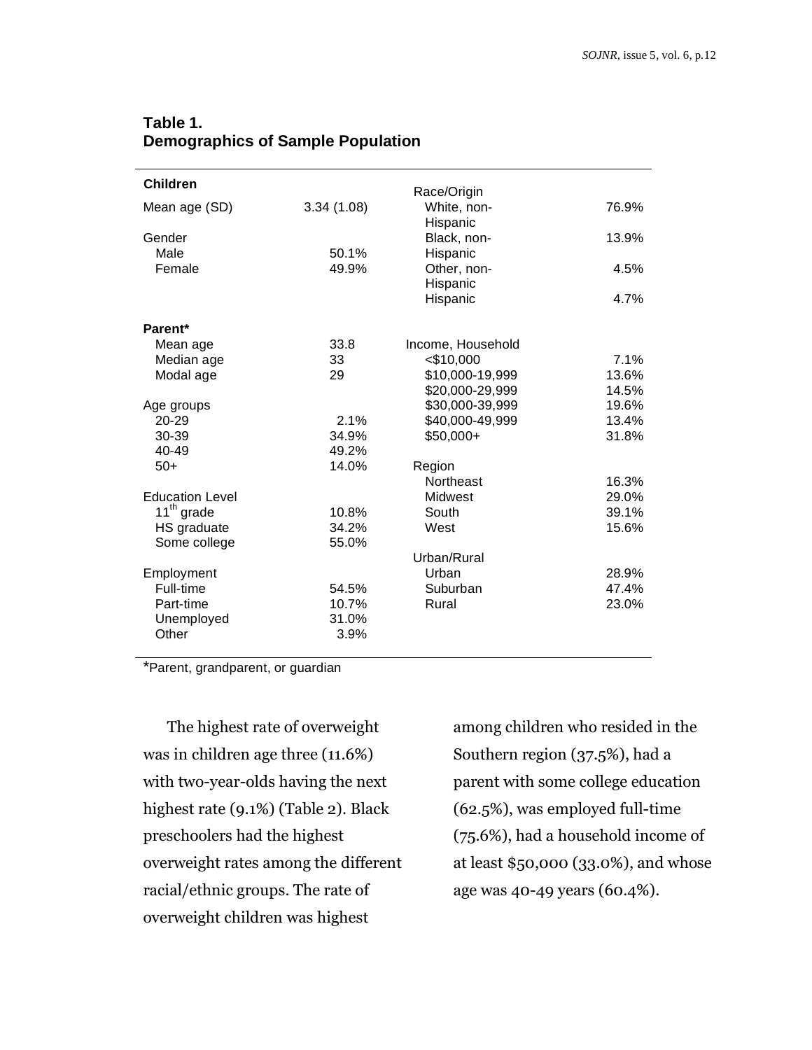**Table 1.**
**Demographics of Sample Population**

| **Children** | | | |
|---|---|---|---|
| Mean age (SD) | 3.34 (1.08) | Race/Origin | |
| | | White, non-Hispanic | 76.9% |
| Gender | | Black, non-Hispanic | 13.9% |
| Male | 50.1% | Other, non-Hispanic | 4.5% |
| Female | 49.9% | Hispanic | 4.7% |
| **Parent*** | | | |
| Mean age | 33.8 | Income, Household | |
| Median age | 33 | <$10,000 | 7.1% |
| Modal age | 29 | $10,000-19,999 | 13.6% |
| | | $20,000-29,999 | 14.5% |
| Age groups | | $30,000-39,999 | 19.6% |
| 20-29 | 2.1% | $40,000-49,999 | 13.4% |
| 30-39 | 34.9% | $50,000+ | 31.8% |
| 40-49 | 49.2% | | |
| 50+ | 14.0% | Region | |
| | | Northeast | 16.3% |
| Education Level | | Midwest | 29.0% |
| 11th grade | 10.8% | South | 39.1% |
| HS graduate | 34.2% | West | 15.6% |
| Some college | 55.0% | | |
| | | Urban/Rural | |
| Employment | | Urban | 28.9% |
| Full-time | 54.5% | Suburban | 47.4% |
| Part-time | 10.7% | Rural | 23.0% |
| Unemployed | 31.0% | | |
| Other | 3.9% | | |

*Parent, grandparent, or guardian

The highest rate of overweight was in children age three (11.6%) with two-year-olds having the next highest rate (9.1%) (Table 2). Black preschoolers had the highest overweight rates among the different racial/ethnic groups. The rate of overweight children was highest among children who resided in the Southern region (37.5%), had a parent with some college education (62.5%), was employed full-time (75.6%), had a household income of at least $50,000 (33.0%), and whose age was 40-49 years (60.4%).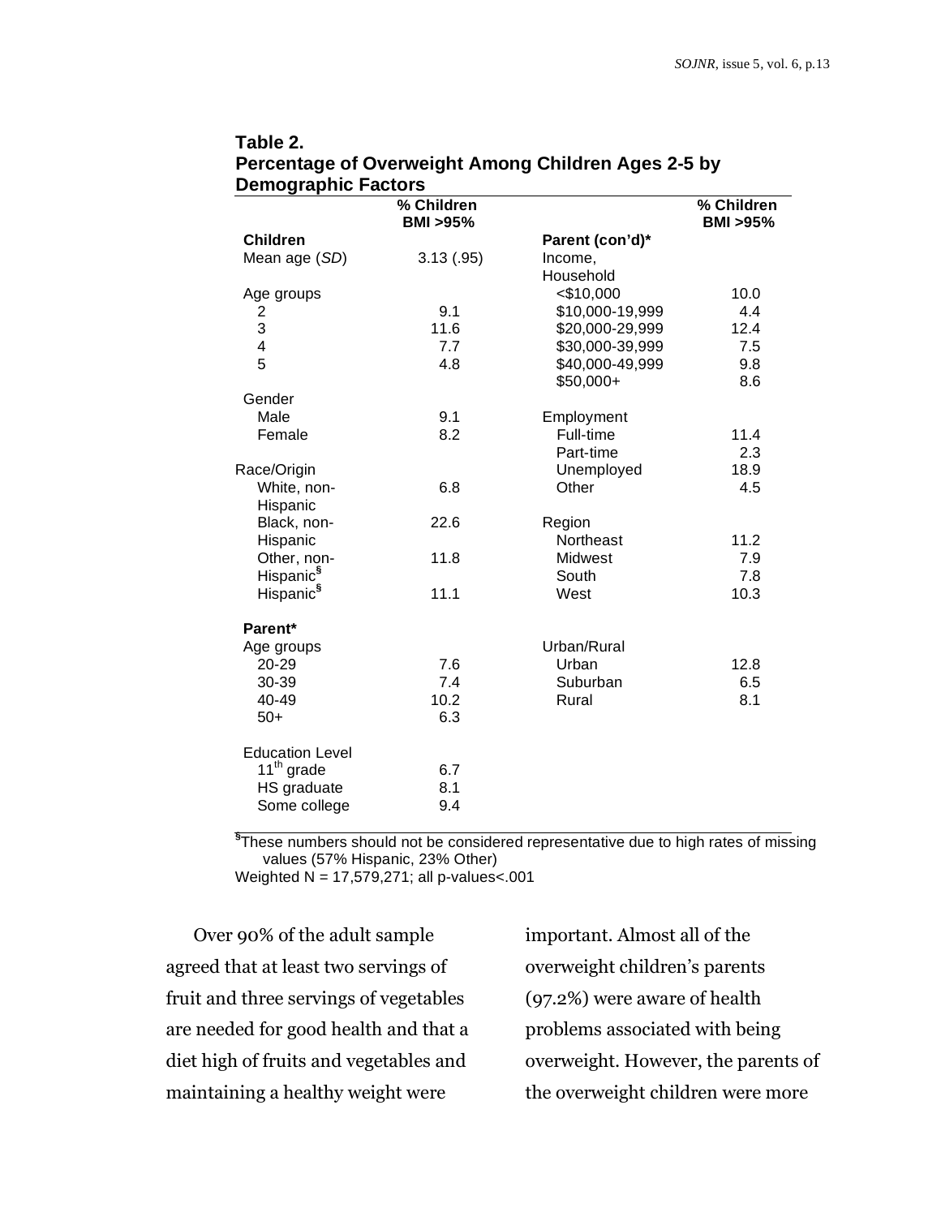**Table 2.**
**Percentage of Overweight Among Children Ages 2-5 by Demographic Factors**

| | % Children BMI >95% | | % Children BMI >95% |
|---|---|---|---|
| **Children** | | **Parent (con'd)*** | |
| Mean age (*SD*) | 3.13 (.95) | Income, Household | |
| Age groups | | <$10,000 | 10.0 |
| 2 | 9.1 | $10,000-19,999 | 4.4 |
| 3 | 11.6 | $20,000-29,999 | 12.4 |
| 4 | 7.7 | $30,000-39,999 | 7.5 |
| 5 | 4.8 | $40,000-49,999 | 9.8 |
| | | $50,000+ | 8.6 |
| Gender | | | |
| Male | 9.1 | Employment | |
| Female | 8.2 | Full-time | 11.4 |
| | | Part-time | 2.3 |
| Race/Origin | | Unemployed | 18.9 |
| White, non-Hispanic | 6.8 | Other | 4.5 |
| Black, non-Hispanic | 22.6 | Region | |
| Other, non-Hispanic[§] | 11.8 | Northeast | 11.2 |
| | | Midwest | 7.9 |
| | | South | 7.8 |
| Hispanic[§] | 11.1 | West | 10.3 |
| **Parent*** | | | |
| Age groups | | Urban/Rural | |
| 20-29 | 7.6 | Urban | 12.8 |
| 30-39 | 7.4 | Suburban | 6.5 |
| 40-49 | 10.2 | Rural | 8.1 |
| 50+ | 6.3 | | |
| Education Level | | | |
| 11[th] grade | 6.7 | | |
| HS graduate | 8.1 | | |
| Some college | 9.4 | | |

[§]These numbers should not be considered representative due to high rates of missing values (57% Hispanic, 23% Other)
Weighted N = 17,579,271; all p-values<.001

Over 90% of the adult sample agreed that at least two servings of fruit and three servings of vegetables are needed for good health and that a diet high of fruits and vegetables and maintaining a healthy weight were important. Almost all of the overweight children's parents (97.2%) were aware of health problems associated with being overweight. However, the parents of the overweight children were more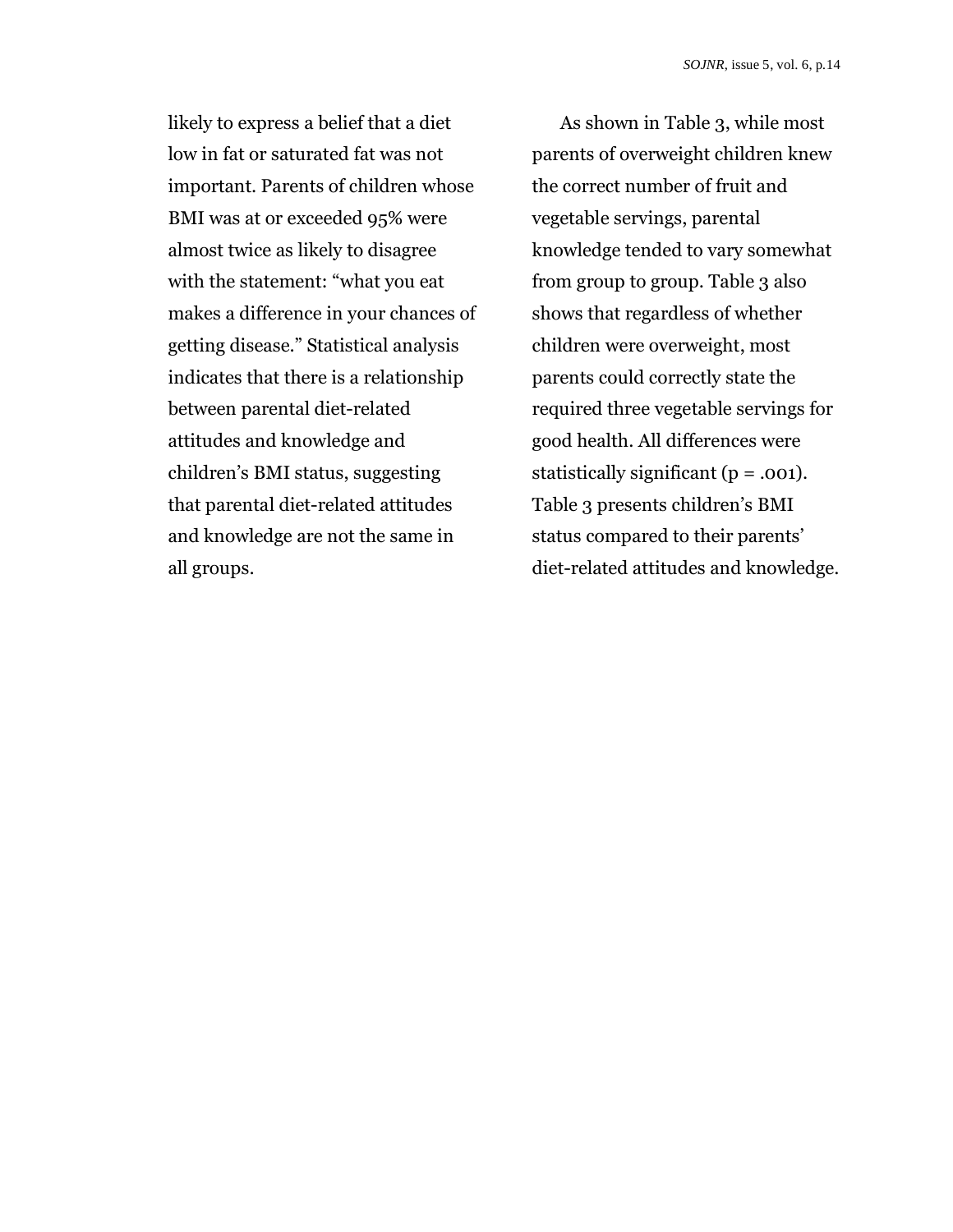likely to express a belief that a diet low in fat or saturated fat was not important. Parents of children whose BMI was at or exceeded 95% were almost twice as likely to disagree with the statement: “what you eat makes a difference in your chances of getting disease.” Statistical analysis indicates that there is a relationship between parental diet-related attitudes and knowledge and children’s BMI status, suggesting that parental diet-related attitudes and knowledge are not the same in all groups.

As shown in Table 3, while most parents of overweight children knew the correct number of fruit and vegetable servings, parental knowledge tended to vary somewhat from group to group. Table 3 also shows that regardless of whether children were overweight, most parents could correctly state the required three vegetable servings for good health. All differences were statistically significant ($p = .001$). Table 3 presents children’s BMI status compared to their parents’ diet-related attitudes and knowledge.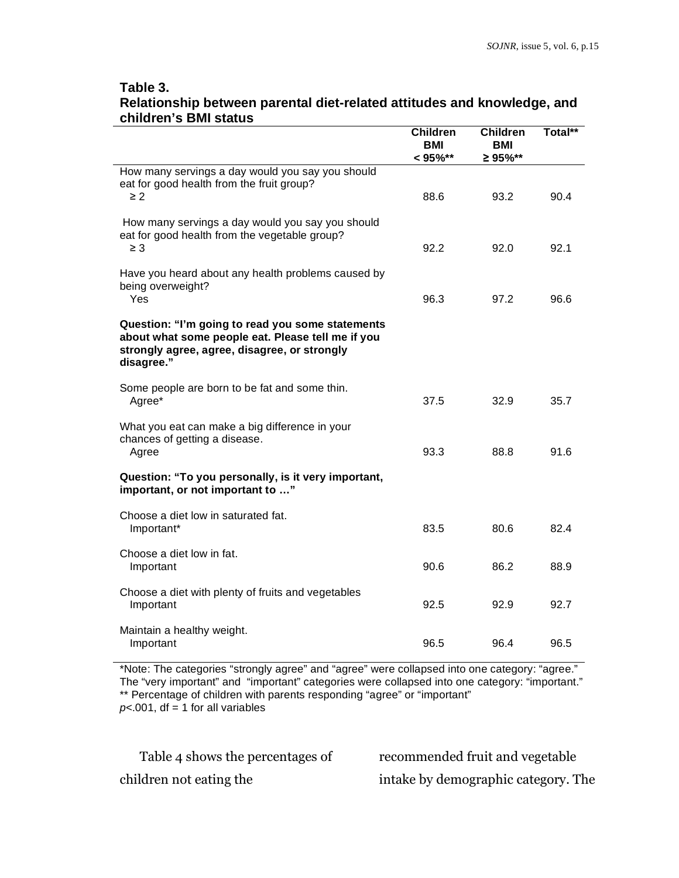**Table 3.**
**Relationship between parental diet-related attitudes and knowledge, and children's BMI status**

| | Children BMI < 95%** | Children BMI ≥ 95%** | Total** |
|---|---|---|---|
| How many servings a day would you say you should eat for good health from the fruit group? | | | |
| ≥ 2 | 88.6 | 93.2 | 90.4 |
| How many servings a day would you say you should eat for good health from the vegetable group? | | | |
| ≥ 3 | 92.2 | 92.0 | 92.1 |
| Have you heard about any health problems caused by being overweight? | | | |
| Yes | 96.3 | 97.2 | 96.6 |
| **Question: "I'm going to read you some statements about what some people eat. Please tell me if you strongly agree, agree, disagree, or strongly disagree."** | | | |
| Some people are born to be fat and some thin. | | | |
| Agree* | 37.5 | 32.9 | 35.7 |
| What you eat can make a big difference in your chances of getting a disease. | | | |
| Agree | 93.3 | 88.8 | 91.6 |
| **Question: "To you personally, is it very important, important, or not important to …"** | | | |
| Choose a diet low in saturated fat. | | | |
| Important* | 83.5 | 80.6 | 82.4 |
| Choose a diet low in fat. | | | |
| Important | 90.6 | 86.2 | 88.9 |
| Choose a diet with plenty of fruits and vegetables | | | |
| Important | 92.5 | 92.9 | 92.7 |
| Maintain a healthy weight. | | | |
| Important | 96.5 | 96.4 | 96.5 |

*Note: The categories "strongly agree" and "agree" were collapsed into one category: "agree." The "very important" and "important" categories were collapsed into one category: "important."
** Percentage of children with parents responding "agree" or "important"
$p$<.001, df = 1 for all variables

Table 4 shows the percentages of children not eating the recommended fruit and vegetable intake by demographic category. The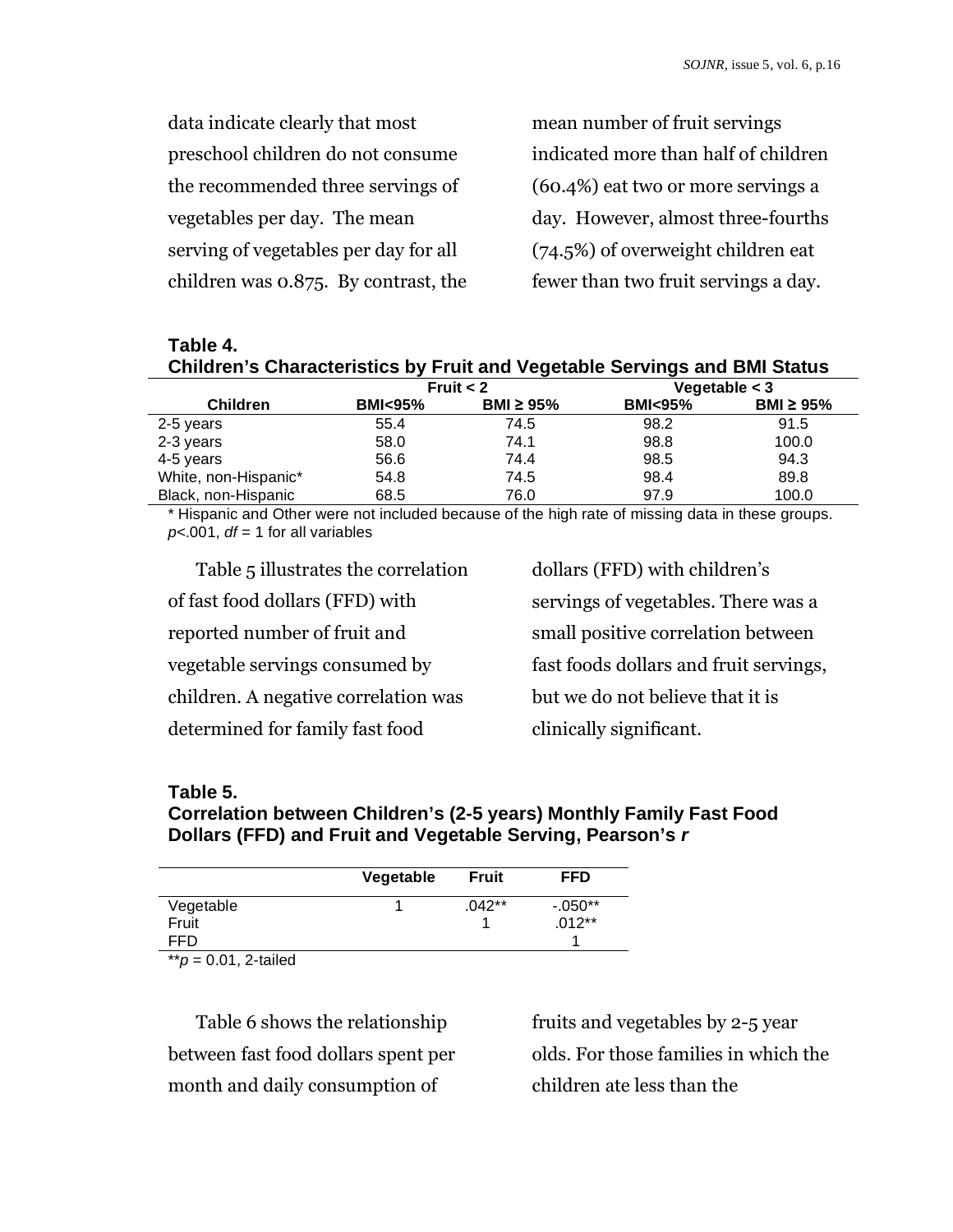data indicate clearly that most preschool children do not consume the recommended three servings of vegetables per day. The mean serving of vegetables per day for all children was 0.875. By contrast, the mean number of fruit servings indicated more than half of children (60.4%) eat two or more servings a day. However, almost three-fourths (74.5%) of overweight children eat fewer than two fruit servings a day.

**Table 4.**
**Children's Characteristics by Fruit and Vegetable Servings and BMI Status**

| | Fruit < 2 | | Vegetable < 3 | |
|---|---|---|---|---|
| **Children** | **BMI<95%** | **BMI ≥ 95%** | **BMI<95%** | **BMI ≥ 95%** |
| 2-5 years | 55.4 | 74.5 | 98.2 | 91.5 |
| 2-3 years | 58.0 | 74.1 | 98.8 | 100.0 |
| 4-5 years | 56.6 | 74.4 | 98.5 | 94.3 |
| White, non-Hispanic* | 54.8 | 74.5 | 98.4 | 89.8 |
| Black, non-Hispanic | 68.5 | 76.0 | 97.9 | 100.0 |

\* Hispanic and Other were not included because of the high rate of missing data in these groups.
$p<.001$, $df = 1$ for all variables

Table 5 illustrates the correlation of fast food dollars (FFD) with reported number of fruit and vegetable servings consumed by children. A negative correlation was determined for family fast food dollars (FFD) with children's servings of vegetables. There was a small positive correlation between fast foods dollars and fruit servings, but we do not believe that it is clinically significant.

**Table 5.**
**Correlation between Children's (2-5 years) Monthly Family Fast Food Dollars (FFD) and Fruit and Vegetable Serving, Pearson's *r***

| | Vegetable | Fruit | FFD |
|---|---|---|---|
| Vegetable | 1 | .042** | -.050** |
| Fruit | | 1 | .012** |
| FFD | | | 1 |

**$p = 0.01$, 2-tailed

Table 6 shows the relationship between fast food dollars spent per month and daily consumption of fruits and vegetables by 2-5 year olds. For those families in which the children ate less than the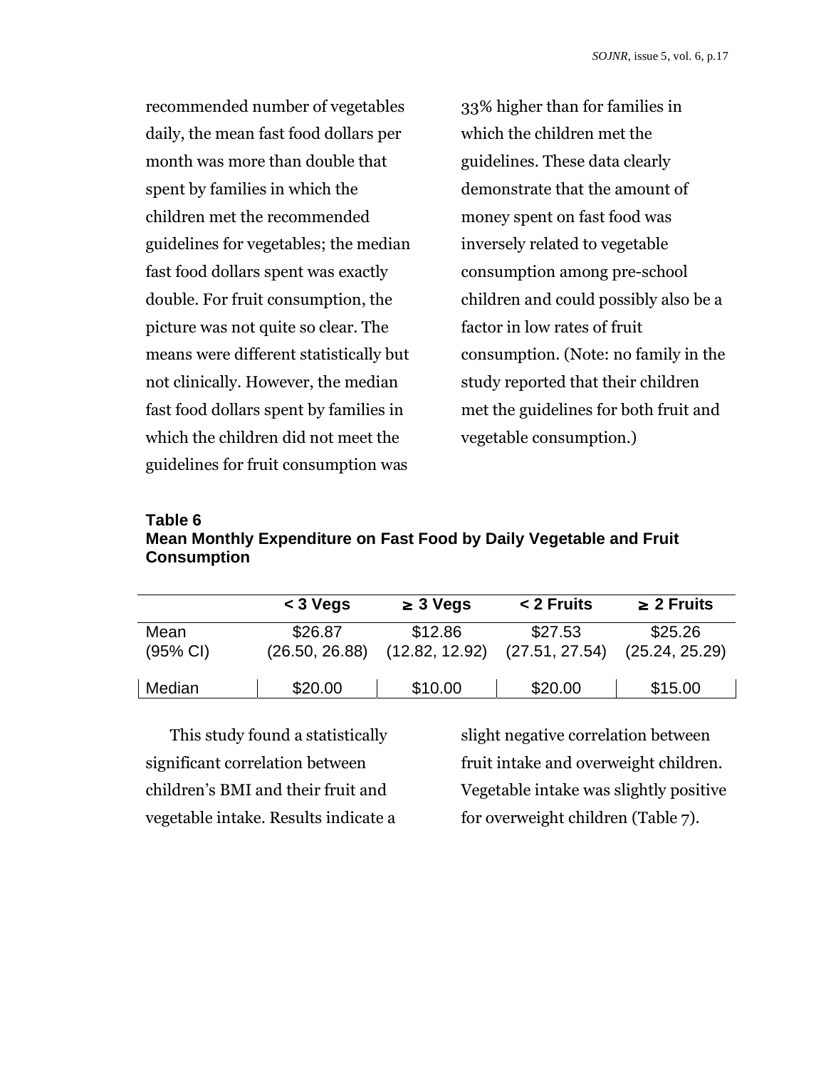recommended number of vegetables daily, the mean fast food dollars per month was more than double that spent by families in which the children met the recommended guidelines for vegetables; the median fast food dollars spent was exactly double. For fruit consumption, the picture was not quite so clear. The means were different statistically but not clinically. However, the median fast food dollars spent by families in which the children did not meet the guidelines for fruit consumption was 33% higher than for families in which the children met the guidelines. These data clearly demonstrate that the amount of money spent on fast food was inversely related to vegetable consumption among pre-school children and could possibly also be a factor in low rates of fruit consumption. (Note: no family in the study reported that their children met the guidelines for both fruit and vegetable consumption.)

**Table 6**
**Mean Monthly Expenditure on Fast Food by Daily Vegetable and Fruit Consumption**

| | < 3 Vegs | ≥ 3 Vegs | < 2 Fruits | ≥ 2 Fruits |
|---|---|---|---|---|
| Mean (95% CI) | \$26.87 (26.50, 26.88) | \$12.86 (12.82, 12.92) | \$27.53 (27.51, 27.54) | \$25.26 (25.24, 25.29) |
| Median | \$20.00 | \$10.00 | \$20.00 | \$15.00 |

This study found a statistically significant correlation between children's BMI and their fruit and vegetable intake. Results indicate a slight negative correlation between fruit intake and overweight children. Vegetable intake was slightly positive for overweight children (Table 7).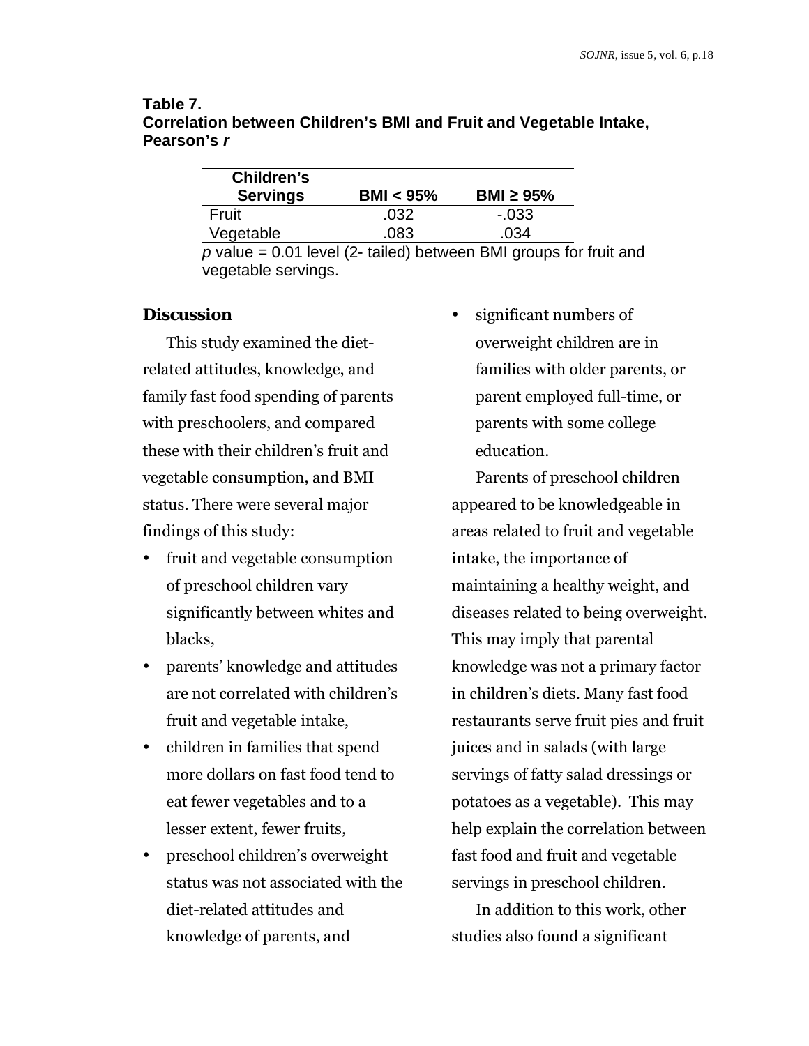**Table 7.**
**Correlation between Children's BMI and Fruit and Vegetable Intake, Pearson's *r***

| Children's Servings | BMI < 95% | BMI ≥ 95% |
|---|---|---|
| Fruit | .032 | -.033 |
| Vegetable | .083 | .034 |

*p* value = 0.01 level (2- tailed) between BMI groups for fruit and vegetable servings.

## Discussion

This study examined the diet-related attitudes, knowledge, and family fast food spending of parents with preschoolers, and compared these with their children's fruit and vegetable consumption, and BMI status. There were several major findings of this study:

- fruit and vegetable consumption of preschool children vary significantly between whites and blacks,
- parents' knowledge and attitudes are not correlated with children's fruit and vegetable intake,
- children in families that spend more dollars on fast food tend to eat fewer vegetables and to a lesser extent, fewer fruits,
- preschool children's overweight status was not associated with the diet-related attitudes and knowledge of parents, and
- significant numbers of overweight children are in families with older parents, or parent employed full-time, or parents with some college education.

Parents of preschool children appeared to be knowledgeable in areas related to fruit and vegetable intake, the importance of maintaining a healthy weight, and diseases related to being overweight. This may imply that parental knowledge was not a primary factor in children's diets. Many fast food restaurants serve fruit pies and fruit juices and in salads (with large servings of fatty salad dressings or potatoes as a vegetable). This may help explain the correlation between fast food and fruit and vegetable servings in preschool children.

In addition to this work, other studies also found a significant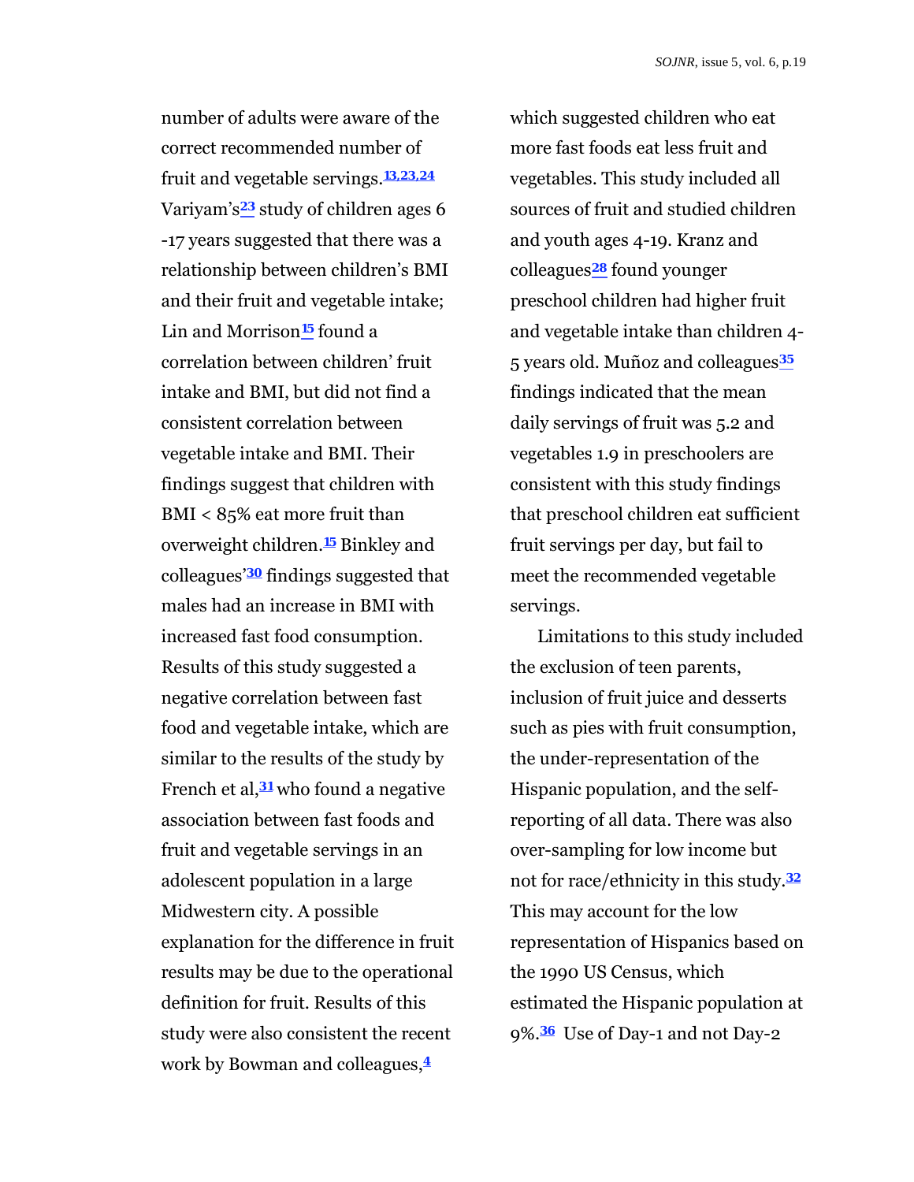number of adults were aware of the correct recommended number of fruit and vegetable servings.[13,23,24] Variyam's[23] study of children ages 6 -17 years suggested that there was a relationship between children's BMI and their fruit and vegetable intake; Lin and Morrison[15] found a correlation between children' fruit intake and BMI, but did not find a consistent correlation between vegetable intake and BMI. Their findings suggest that children with BMI < 85% eat more fruit than overweight children.[15] Binkley and colleagues'[30] findings suggested that males had an increase in BMI with increased fast food consumption. Results of this study suggested a negative correlation between fast food and vegetable intake, which are similar to the results of the study by French et al,[31] who found a negative association between fast foods and fruit and vegetable servings in an adolescent population in a large Midwestern city. A possible explanation for the difference in fruit results may be due to the operational definition for fruit. Results of this study were also consistent the recent work by Bowman and colleagues,[4] which suggested children who eat more fast foods eat less fruit and vegetables. This study included all sources of fruit and studied children and youth ages 4-19. Kranz and colleagues[28] found younger preschool children had higher fruit and vegetable intake than children 4-5 years old. Muñoz and colleagues[35] findings indicated that the mean daily servings of fruit was 5.2 and vegetables 1.9 in preschoolers are consistent with this study findings that preschool children eat sufficient fruit servings per day, but fail to meet the recommended vegetable servings.

Limitations to this study included the exclusion of teen parents, inclusion of fruit juice and desserts such as pies with fruit consumption, the under-representation of the Hispanic population, and the self-reporting of all data. There was also over-sampling for low income but not for race/ethnicity in this study.[32] This may account for the low representation of Hispanics based on the 1990 US Census, which estimated the Hispanic population at 9%.[36] Use of Day-1 and not Day-2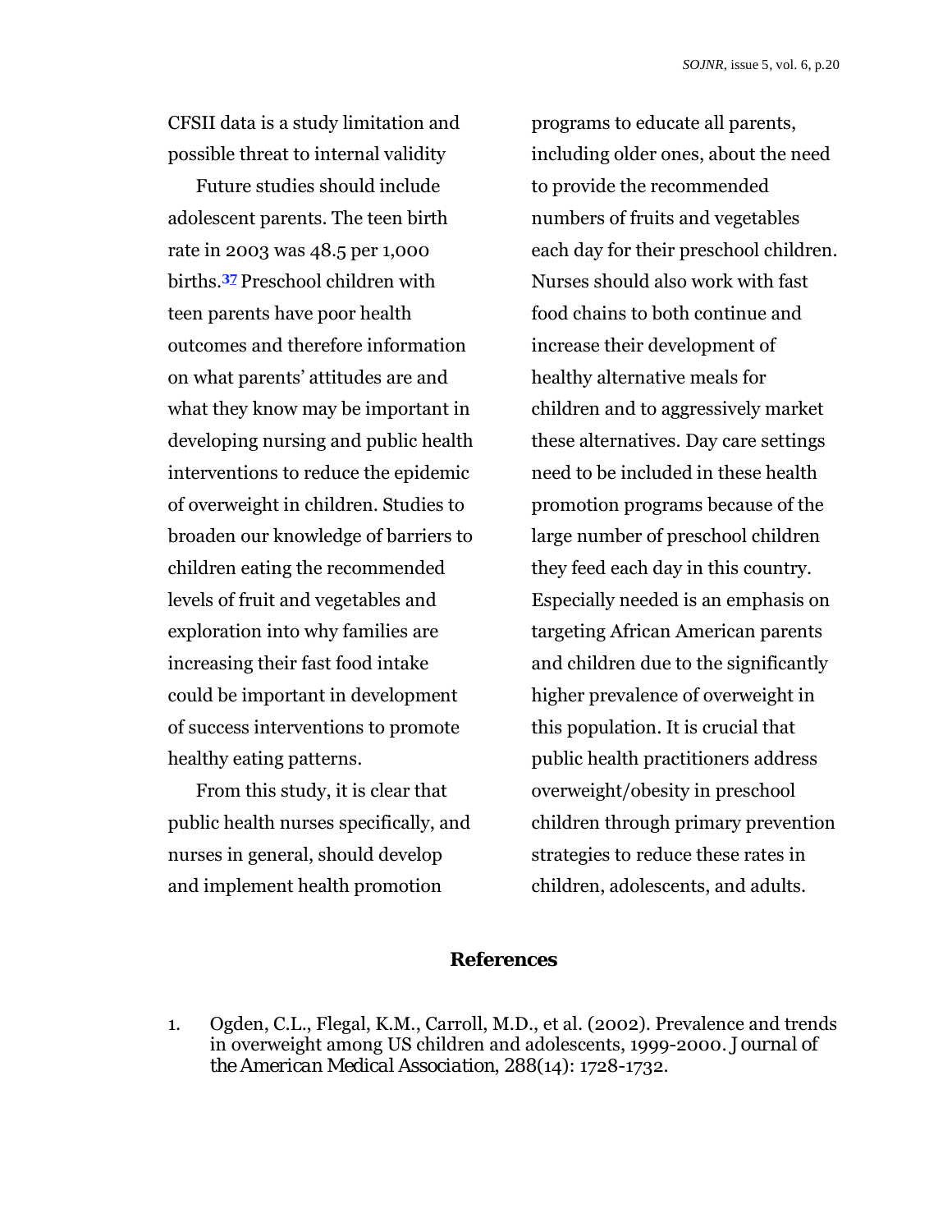CFSII data is a study limitation and possible threat to internal validity

Future studies should include adolescent parents. The teen birth rate in 2003 was 48.5 per 1,000 births.[37] Preschool children with teen parents have poor health outcomes and therefore information on what parents' attitudes are and what they know may be important in developing nursing and public health interventions to reduce the epidemic of overweight in children. Studies to broaden our knowledge of barriers to children eating the recommended levels of fruit and vegetables and exploration into why families are increasing their fast food intake could be important in development of success interventions to promote healthy eating patterns.

From this study, it is clear that public health nurses specifically, and nurses in general, should develop and implement health promotion programs to educate all parents, including older ones, about the need to provide the recommended numbers of fruits and vegetables each day for their preschool children. Nurses should also work with fast food chains to both continue and increase their development of healthy alternative meals for children and to aggressively market these alternatives. Day care settings need to be included in these health promotion programs because of the large number of preschool children they feed each day in this country. Especially needed is an emphasis on targeting African American parents and children due to the significantly higher prevalence of overweight in this population. It is crucial that public health practitioners address overweight/obesity in preschool children through primary prevention strategies to reduce these rates in children, adolescents, and adults.

## References

1. Ogden, C.L., Flegal, K.M., Carroll, M.D., et al. (2002). Prevalence and trends in overweight among US children and adolescents, 1999-2000. *Journal of the American Medical Association*, 288(14): 1728-1732.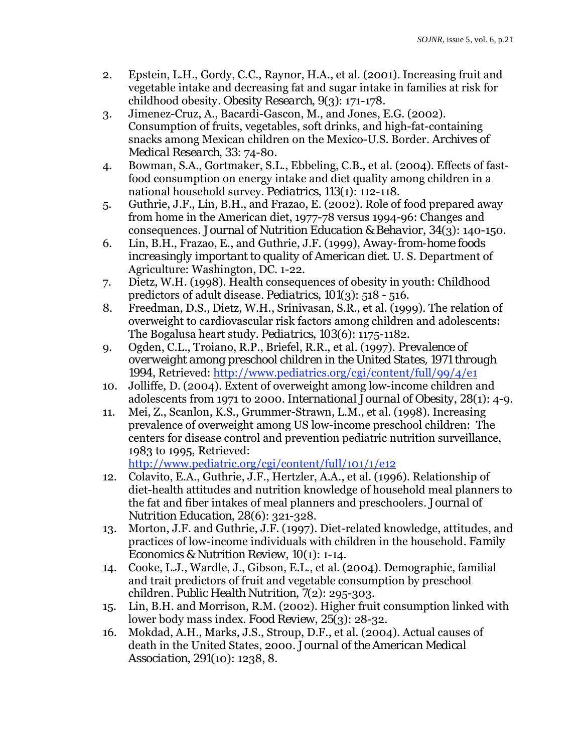2. Epstein, L.H., Gordy, C.C., Raynor, H.A., et al. (2001). Increasing fruit and vegetable intake and decreasing fat and sugar intake in families at risk for childhood obesity. *Obesity Research*, 9(3): 171-178.
3. Jimenez-Cruz, A., Bacardi-Gascon, M., and Jones, E.G. (2002). Consumption of fruits, vegetables, soft drinks, and high-fat-containing snacks among Mexican children on the Mexico-U.S. Border. *Archives of Medical Research*, 33: 74-80.
4. Bowman, S.A., Gortmaker, S.L., Ebbeling, C.B., et al. (2004). Effects of fast-food consumption on energy intake and diet quality among children in a national household survey. *Pediatrics*, 113(1): 112-118.
5. Guthrie, J.F., Lin, B.H., and Frazao, E. (2002). Role of food prepared away from home in the American diet, 1977-78 versus 1994-96: Changes and consequences. *Journal of Nutrition Education & Behavior*, 34(3): 140-150.
6. Lin, B.H., Frazao, E., and Guthrie, J.F. (1999), *Away-from-home foods increasingly important to quality of American diet*. U. S. Department of Agriculture: Washington, DC. 1-22.
7. Dietz, W.H. (1998). Health consequences of obesity in youth: Childhood predictors of adult disease. *Pediatrics*, 101(3): 518 - 516.
8. Freedman, D.S., Dietz, W.H., Srinivasan, S.R., et al. (1999). The relation of overweight to cardiovascular risk factors among children and adolescents: The Bogalusa heart study. *Pediatrics*, 103(6): 1175-1182.
9. Ogden, C.L., Troiano, R.P., Briefel, R.R., et al. (1997). *Prevalence of overweight among preschool children in the United States, 1971 through 1994*, Retrieved: http://www.pediatrics.org/cgi/content/full/99/4/e1
10. Jolliffe, D. (2004). Extent of overweight among low-income children and adolescents from 1971 to 2000. *International Journal of Obesity*, 28(1): 4-9.
11. Mei, Z., Scanlon, K.S., Grummer-Strawn, L.M., et al. (1998). Increasing prevalence of overweight among US low-income preschool children: The centers for disease control and prevention pediatric nutrition surveillance, 1983 to 1995, Retrieved: http://www.pediatric.org/cgi/content/full/101/1/e12
12. Colavito, E.A., Guthrie, J.F., Hertzler, A.A., et al. (1996). Relationship of diet-health attitudes and nutrition knowledge of household meal planners to the fat and fiber intakes of meal planners and preschoolers. *Journal of Nutrition Education*, 28(6): 321-328.
13. Morton, J.F. and Guthrie, J.F. (1997). Diet-related knowledge, attitudes, and practices of low-income individuals with children in the household. *Family Economics & Nutrition Review*, 10(1): 1-14.
14. Cooke, L.J., Wardle, J., Gibson, E.L., et al. (2004). Demographic, familial and trait predictors of fruit and vegetable consumption by preschool children. *Public Health Nutrition*, 7(2): 295-303.
15. Lin, B.H. and Morrison, R.M. (2002). Higher fruit consumption linked with lower body mass index. *Food Review*, 25(3): 28-32.
16. Mokdad, A.H., Marks, J.S., Stroup, D.F., et al. (2004). Actual causes of death in the United States, 2000. *Journal of the American Medical Association*, 291(10): 1238, 8.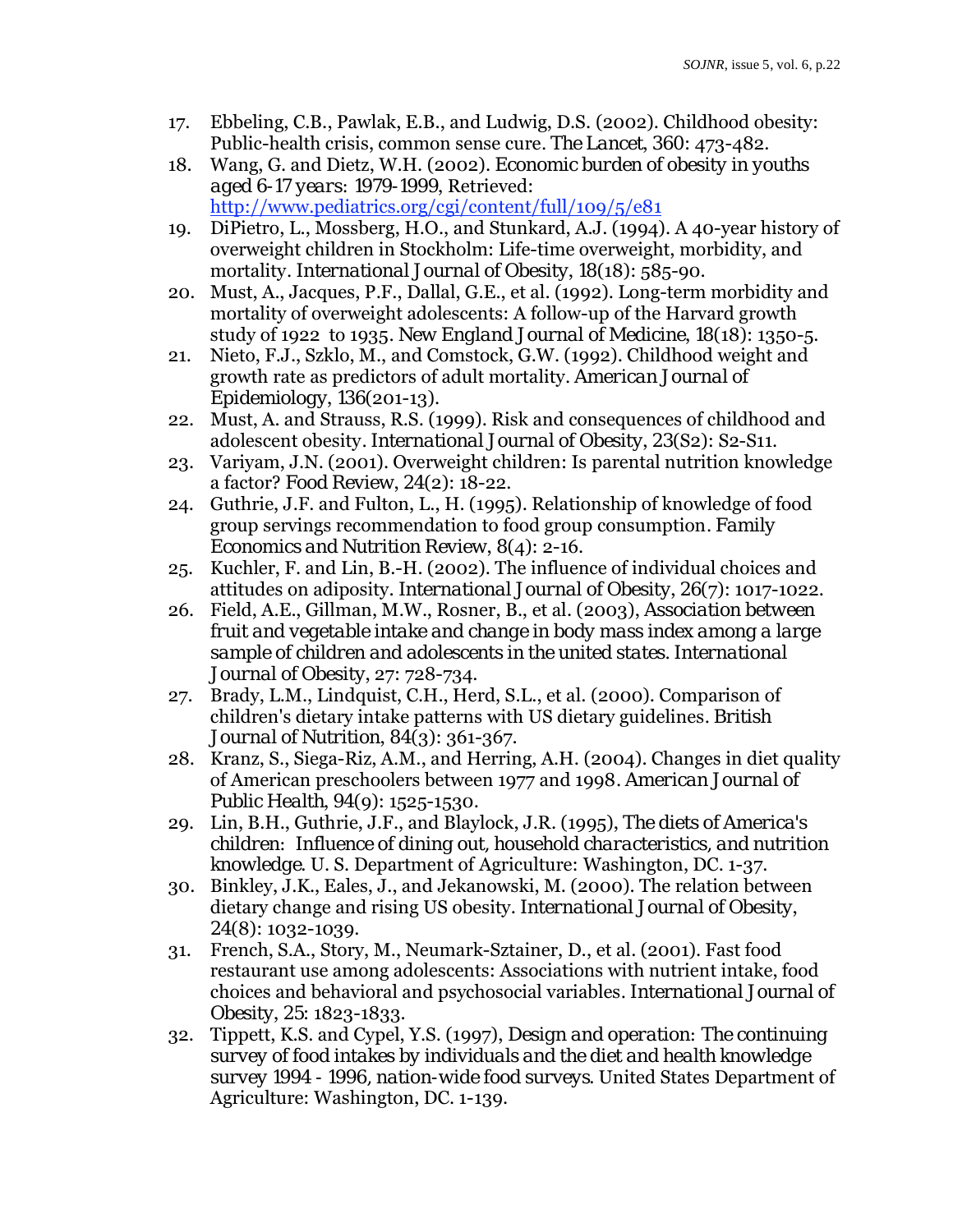17. Ebbeling, C.B., Pawlak, E.B., and Ludwig, D.S. (2002). Childhood obesity: Public-health crisis, common sense cure. *The Lancet*, 360: 473-482.
18. Wang, G. and Dietz, W.H. (2002). *Economic burden of obesity in youths aged 6-17 years: 1979-1999*, Retrieved: http://www.pediatrics.org/cgi/content/full/109/5/e81
19. DiPietro, L., Mossberg, H.O., and Stunkard, A.J. (1994). A 40-year history of overweight children in Stockholm: Life-time overweight, morbidity, and mortality. *International Journal of Obesity*, 18(18): 585-90.
20. Must, A., Jacques, P.F., Dallal, G.E., et al. (1992). Long-term morbidity and mortality of overweight adolescents: A follow-up of the Harvard growth study of 1922 to 1935. *New England Journal of Medicine*, 18(18): 1350-5.
21. Nieto, F.J., Szklo, M., and Comstock, G.W. (1992). Childhood weight and growth rate as predictors of adult mortality. *American Journal of Epidemiology*, 136(201-13).
22. Must, A. and Strauss, R.S. (1999). Risk and consequences of childhood and adolescent obesity. *International Journal of Obesity*, 23(S2): S2-S11.
23. Variyam, J.N. (2001). Overweight children: Is parental nutrition knowledge a factor? *Food Review*, 24(2): 18-22.
24. Guthrie, J.F. and Fulton, L., H. (1995). Relationship of knowledge of food group servings recommendation to food group consumption. *Family Economics and Nutrition Review*, 8(4): 2-16.
25. Kuchler, F. and Lin, B.-H. (2002). The influence of individual choices and attitudes on adiposity. *International Journal of Obesity*, 26(7): 1017-1022.
26. Field, A.E., Gillman, M.W., Rosner, B., et al. (2003), *Association between fruit and vegetable intake and change in body mass index among a large sample of children and adolescents in the united states. International Journal of Obesity*, 27: 728-734.
27. Brady, L.M., Lindquist, C.H., Herd, S.L., et al. (2000). Comparison of children's dietary intake patterns with US dietary guidelines. *British Journal of Nutrition*, 84(3): 361-367.
28. Kranz, S., Siega-Riz, A.M., and Herring, A.H. (2004). Changes in diet quality of American preschoolers between 1977 and 1998. *American Journal of Public Health*, 94(9): 1525-1530.
29. Lin, B.H., Guthrie, J.F., and Blaylock, J.R. (1995), *The diets of America's children: Influence of dining out, household characteristics, and nutrition knowledge*. U. S. Department of Agriculture: Washington, DC. 1-37.
30. Binkley, J.K., Eales, J., and Jekanowski, M. (2000). The relation between dietary change and rising US obesity. *International Journal of Obesity*, 24(8): 1032-1039.
31. French, S.A., Story, M., Neumark-Sztainer, D., et al. (2001). Fast food restaurant use among adolescents: Associations with nutrient intake, food choices and behavioral and psychosocial variables. *International Journal of Obesity*, 25: 1823-1833.
32. Tippett, K.S. and Cypel, Y.S. (1997), *Design and operation: The continuing survey of food intakes by individuals and the diet and health knowledge survey 1994 - 1996, nation-wide food surveys*. United States Department of Agriculture: Washington, DC. 1-139.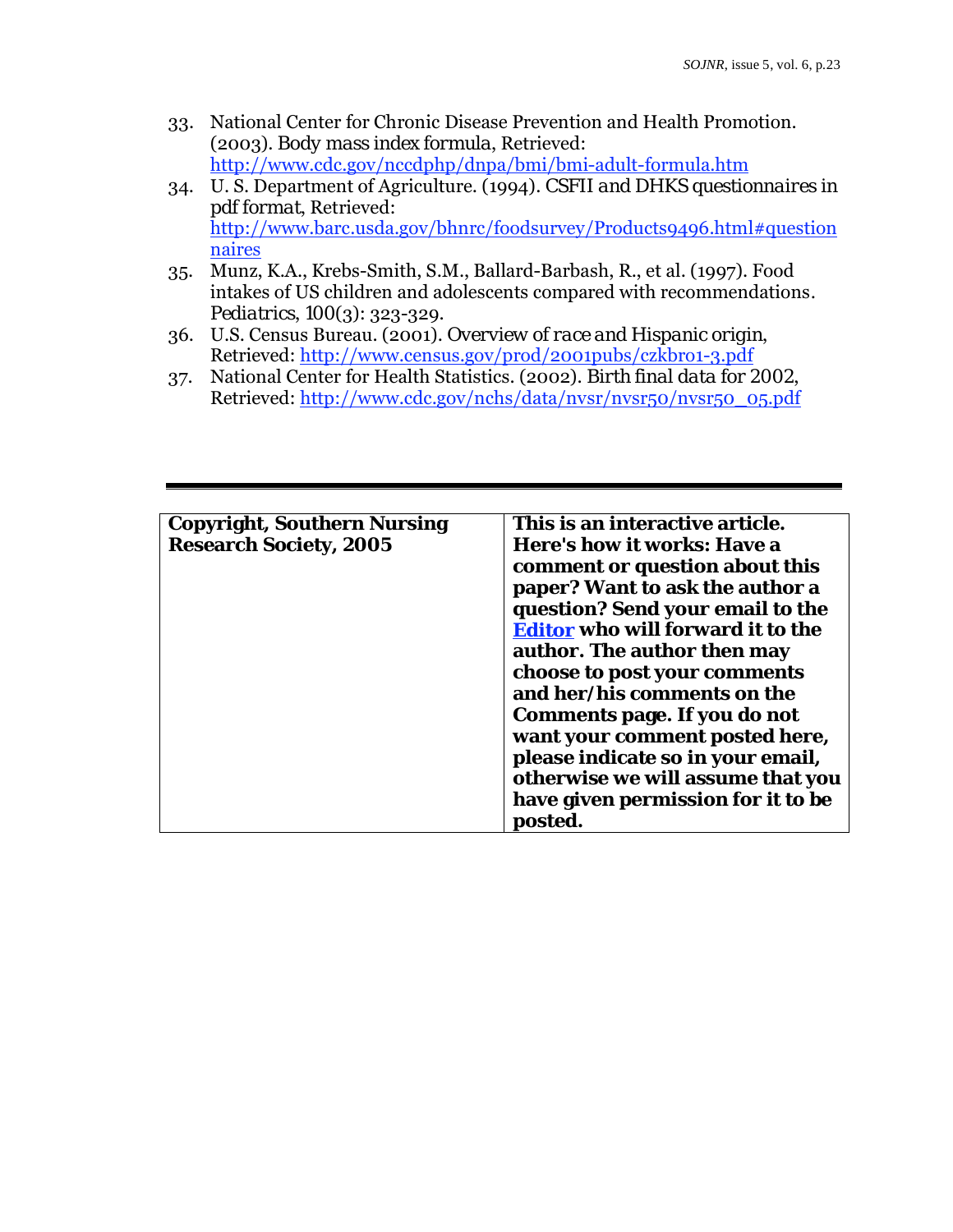33. National Center for Chronic Disease Prevention and Health Promotion. (2003). Body mass index formula, Retrieved: http://www.cdc.gov/nccdphp/dnpa/bmi/bmi-adult-formula.htm
34. U. S. Department of Agriculture. (1994). CSFII and DHKS questionnaires in pdf format, Retrieved: http://www.barc.usda.gov/bhnrc/foodsurvey/Products9496.html#questionnaires
35. Munz, K.A., Krebs-Smith, S.M., Ballard-Barbash, R., et al. (1997). Food intakes of US children and adolescents compared with recommendations. Pediatrics, 100(3): 323-329.
36. U.S. Census Bureau. (2001). Overview of race and Hispanic origin, Retrieved: http://www.census.gov/prod/2001pubs/czkbr01-3.pdf
37. National Center for Health Statistics. (2002). Birth final data for 2002, Retrieved: http://www.cdc.gov/nchs/data/nvsr/nvsr50/nvsr50_05.pdf

---

| | |
|---|---|
| **Copyright, Southern Nursing Research Society, 2005** | **This is an interactive article. Here's how it works: Have a comment or question about this paper? Want to ask the author a question? Send your email to the Editor who will forward it to the author. The author then may choose to post your comments and her/his comments on the Comments page. If you do not want your comment posted here, please indicate so in your email, otherwise we will assume that you have given permission for it to be posted.** |